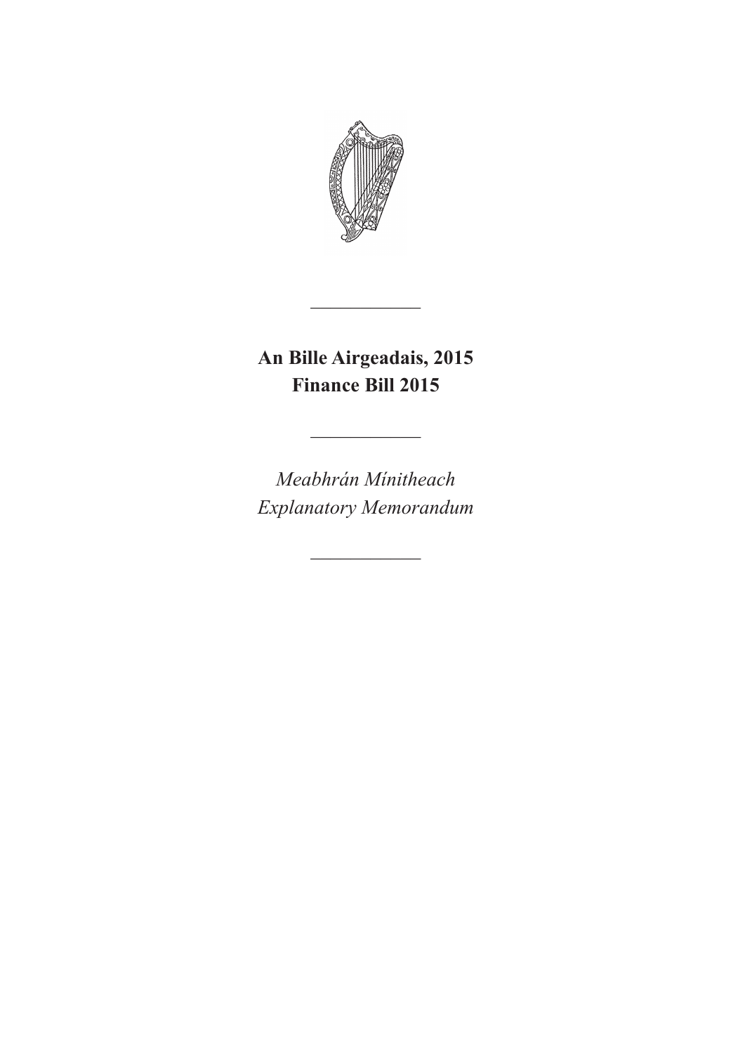# An Bille Airgeadais, 2015
# Finance Bill 2015

---

*Meabhrán Mínitheach*
*Explanatory Memorandum*

---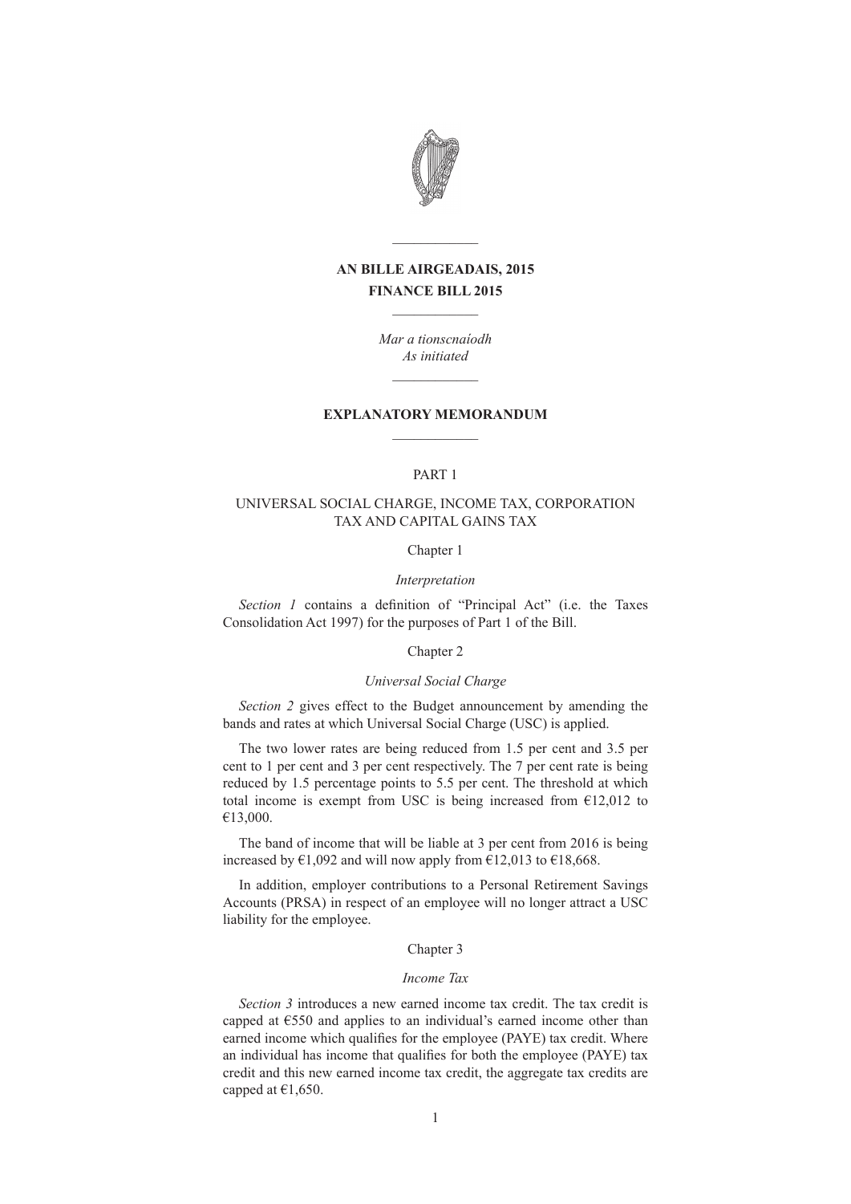# AN BILLE AIRGEADAIS, 2015
# FINANCE BILL 2015

*Mar a tionscnaíodh*
*As initiated*

## EXPLANATORY MEMORANDUM

PART 1

UNIVERSAL SOCIAL CHARGE, INCOME TAX, CORPORATION TAX AND CAPITAL GAINS TAX

Chapter 1

*Interpretation*

*Section 1* contains a definition of "Principal Act" (i.e. the Taxes Consolidation Act 1997) for the purposes of Part 1 of the Bill.

Chapter 2

*Universal Social Charge*

*Section 2* gives effect to the Budget announcement by amending the bands and rates at which Universal Social Charge (USC) is applied.

The two lower rates are being reduced from 1.5 per cent and 3.5 per cent to 1 per cent and 3 per cent respectively. The 7 per cent rate is being reduced by 1.5 percentage points to 5.5 per cent. The threshold at which total income is exempt from USC is being increased from €12,012 to €13,000.

The band of income that will be liable at 3 per cent from 2016 is being increased by €1,092 and will now apply from €12,013 to €18,668.

In addition, employer contributions to a Personal Retirement Savings Accounts (PRSA) in respect of an employee will no longer attract a USC liability for the employee.

Chapter 3

*Income Tax*

*Section 3* introduces a new earned income tax credit. The tax credit is capped at €550 and applies to an individual's earned income other than earned income which qualifies for the employee (PAYE) tax credit. Where an individual has income that qualifies for both the employee (PAYE) tax credit and this new earned income tax credit, the aggregate tax credits are capped at €1,650.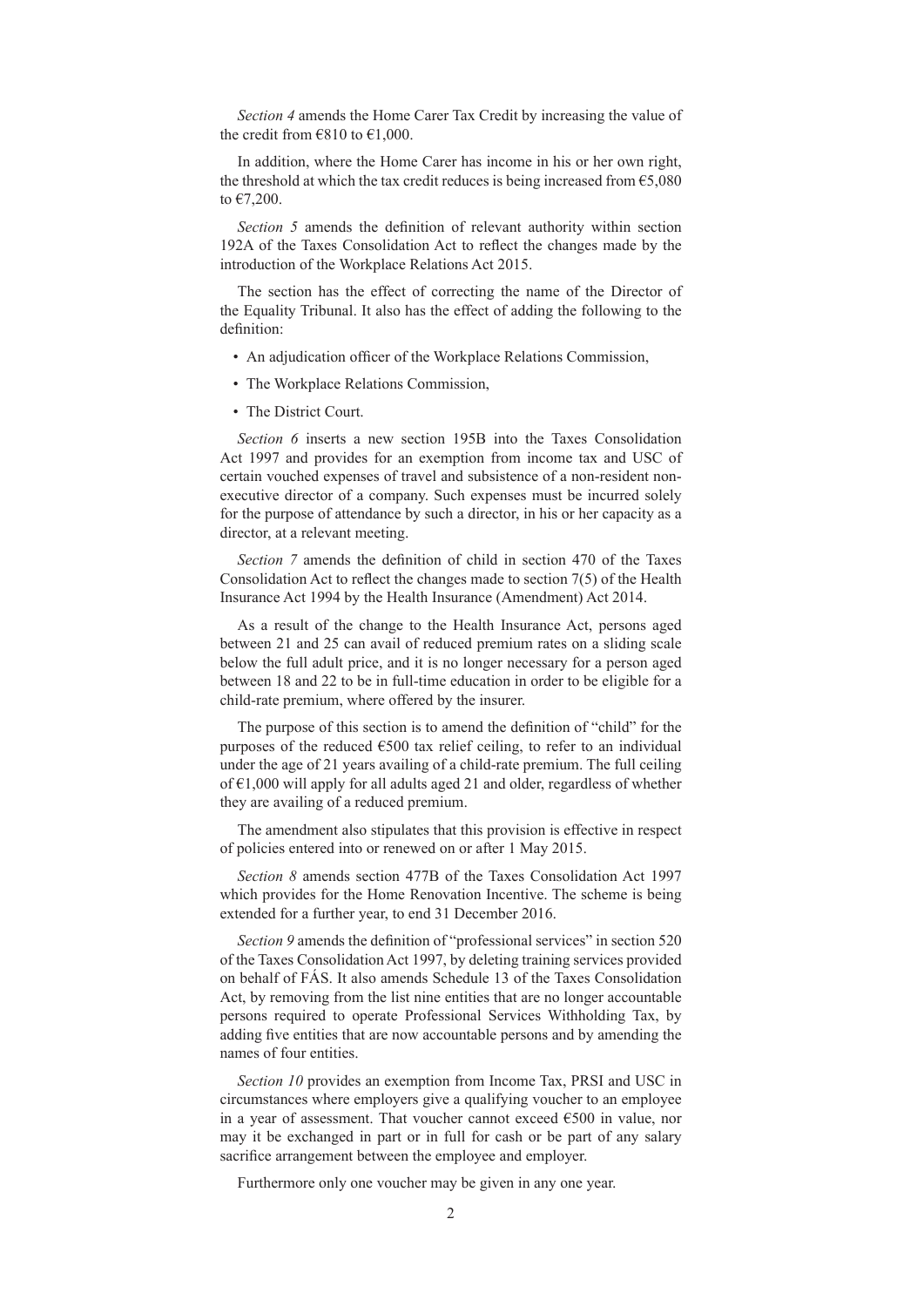*Section 4* amends the Home Carer Tax Credit by increasing the value of the credit from €810 to €1,000.

In addition, where the Home Carer has income in his or her own right, the threshold at which the tax credit reduces is being increased from €5,080 to €7,200.

*Section 5* amends the definition of relevant authority within section 192A of the Taxes Consolidation Act to reflect the changes made by the introduction of the Workplace Relations Act 2015.

The section has the effect of correcting the name of the Director of the Equality Tribunal. It also has the effect of adding the following to the definition:

- An adjudication officer of the Workplace Relations Commission,
- The Workplace Relations Commission,
- The District Court.

*Section 6* inserts a new section 195B into the Taxes Consolidation Act 1997 and provides for an exemption from income tax and USC of certain vouched expenses of travel and subsistence of a non-resident non-executive director of a company. Such expenses must be incurred solely for the purpose of attendance by such a director, in his or her capacity as a director, at a relevant meeting.

*Section 7* amends the definition of child in section 470 of the Taxes Consolidation Act to reflect the changes made to section 7(5) of the Health Insurance Act 1994 by the Health Insurance (Amendment) Act 2014.

As a result of the change to the Health Insurance Act, persons aged between 21 and 25 can avail of reduced premium rates on a sliding scale below the full adult price, and it is no longer necessary for a person aged between 18 and 22 to be in full-time education in order to be eligible for a child-rate premium, where offered by the insurer.

The purpose of this section is to amend the definition of "child" for the purposes of the reduced €500 tax relief ceiling, to refer to an individual under the age of 21 years availing of a child-rate premium. The full ceiling of €1,000 will apply for all adults aged 21 and older, regardless of whether they are availing of a reduced premium.

The amendment also stipulates that this provision is effective in respect of policies entered into or renewed on or after 1 May 2015.

*Section 8* amends section 477B of the Taxes Consolidation Act 1997 which provides for the Home Renovation Incentive. The scheme is being extended for a further year, to end 31 December 2016.

*Section 9* amends the definition of "professional services" in section 520 of the Taxes Consolidation Act 1997, by deleting training services provided on behalf of FÁS. It also amends Schedule 13 of the Taxes Consolidation Act, by removing from the list nine entities that are no longer accountable persons required to operate Professional Services Withholding Tax, by adding five entities that are now accountable persons and by amending the names of four entities.

*Section 10* provides an exemption from Income Tax, PRSI and USC in circumstances where employers give a qualifying voucher to an employee in a year of assessment. That voucher cannot exceed €500 in value, nor may it be exchanged in part or in full for cash or be part of any salary sacrifice arrangement between the employee and employer.

Furthermore only one voucher may be given in any one year.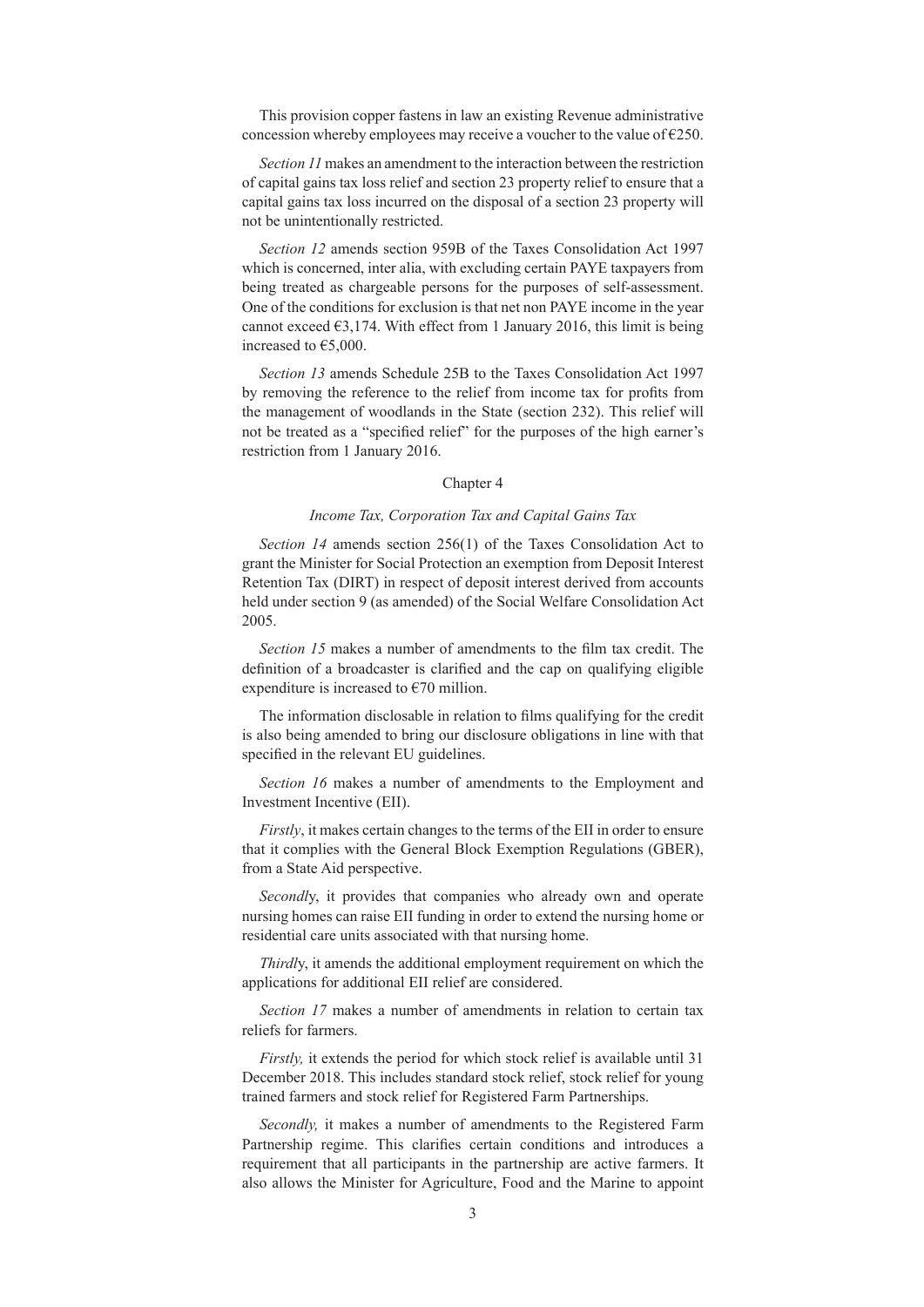This provision copper fastens in law an existing Revenue administrative concession whereby employees may receive a voucher to the value of €250.

*Section 11* makes an amendment to the interaction between the restriction of capital gains tax loss relief and section 23 property relief to ensure that a capital gains tax loss incurred on the disposal of a section 23 property will not be unintentionally restricted.

*Section 12* amends section 959B of the Taxes Consolidation Act 1997 which is concerned, inter alia, with excluding certain PAYE taxpayers from being treated as chargeable persons for the purposes of self-assessment. One of the conditions for exclusion is that net non PAYE income in the year cannot exceed €3,174. With effect from 1 January 2016, this limit is being increased to €5,000.

*Section 13* amends Schedule 25B to the Taxes Consolidation Act 1997 by removing the reference to the relief from income tax for profits from the management of woodlands in the State (section 232). This relief will not be treated as a "specified relief" for the purposes of the high earner's restriction from 1 January 2016.

## Chapter 4

### *Income Tax, Corporation Tax and Capital Gains Tax*

*Section 14* amends section 256(1) of the Taxes Consolidation Act to grant the Minister for Social Protection an exemption from Deposit Interest Retention Tax (DIRT) in respect of deposit interest derived from accounts held under section 9 (as amended) of the Social Welfare Consolidation Act 2005.

*Section 15* makes a number of amendments to the film tax credit. The definition of a broadcaster is clarified and the cap on qualifying eligible expenditure is increased to €70 million.

The information disclosable in relation to films qualifying for the credit is also being amended to bring our disclosure obligations in line with that specified in the relevant EU guidelines.

*Section 16* makes a number of amendments to the Employment and Investment Incentive (EII).

*Firstly*, it makes certain changes to the terms of the EII in order to ensure that it complies with the General Block Exemption Regulations (GBER), from a State Aid perspective.

*Secondly*, it provides that companies who already own and operate nursing homes can raise EII funding in order to extend the nursing home or residential care units associated with that nursing home.

*Thirdly*, it amends the additional employment requirement on which the applications for additional EII relief are considered.

*Section 17* makes a number of amendments in relation to certain tax reliefs for farmers.

*Firstly,* it extends the period for which stock relief is available until 31 December 2018. This includes standard stock relief, stock relief for young trained farmers and stock relief for Registered Farm Partnerships.

*Secondly,* it makes a number of amendments to the Registered Farm Partnership regime. This clarifies certain conditions and introduces a requirement that all participants in the partnership are active farmers. It also allows the Minister for Agriculture, Food and the Marine to appoint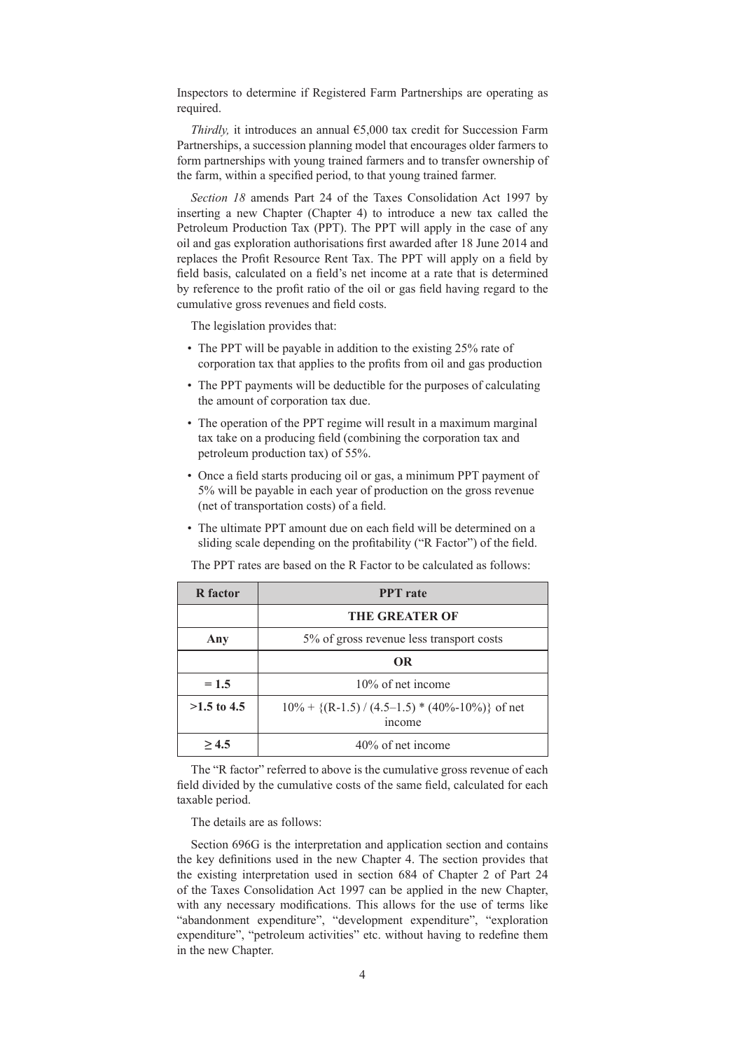Inspectors to determine if Registered Farm Partnerships are operating as required.

*Thirdly,* it introduces an annual €5,000 tax credit for Succession Farm Partnerships, a succession planning model that encourages older farmers to form partnerships with young trained farmers and to transfer ownership of the farm, within a specified period, to that young trained farmer.

*Section 18* amends Part 24 of the Taxes Consolidation Act 1997 by inserting a new Chapter (Chapter 4) to introduce a new tax called the Petroleum Production Tax (PPT). The PPT will apply in the case of any oil and gas exploration authorisations first awarded after 18 June 2014 and replaces the Profit Resource Rent Tax. The PPT will apply on a field by field basis, calculated on a field's net income at a rate that is determined by reference to the profit ratio of the oil or gas field having regard to the cumulative gross revenues and field costs.

The legislation provides that:

- The PPT will be payable in addition to the existing 25% rate of corporation tax that applies to the profits from oil and gas production
- The PPT payments will be deductible for the purposes of calculating the amount of corporation tax due.
- The operation of the PPT regime will result in a maximum marginal tax take on a producing field (combining the corporation tax and petroleum production tax) of 55%.
- Once a field starts producing oil or gas, a minimum PPT payment of 5% will be payable in each year of production on the gross revenue (net of transportation costs) of a field.
- The ultimate PPT amount due on each field will be determined on a sliding scale depending on the profitability ("R Factor") of the field.

The PPT rates are based on the R Factor to be calculated as follows:

| R factor | PPT rate |
|---|---|
| | **THE GREATER OF** |
| **Any** | 5% of gross revenue less transport costs |
| | **OR** |
| **= 1.5** | 10% of net income |
| **>1.5 to 4.5** | 10% + {(R-1.5) / (4.5–1.5) * (40%-10%)} of net income |
| **≥ 4.5** | 40% of net income |

The "R factor" referred to above is the cumulative gross revenue of each field divided by the cumulative costs of the same field, calculated for each taxable period.

The details are as follows:

Section 696G is the interpretation and application section and contains the key definitions used in the new Chapter 4. The section provides that the existing interpretation used in section 684 of Chapter 2 of Part 24 of the Taxes Consolidation Act 1997 can be applied in the new Chapter, with any necessary modifications. This allows for the use of terms like "abandonment expenditure", "development expenditure", "exploration expenditure", "petroleum activities" etc. without having to redefine them in the new Chapter.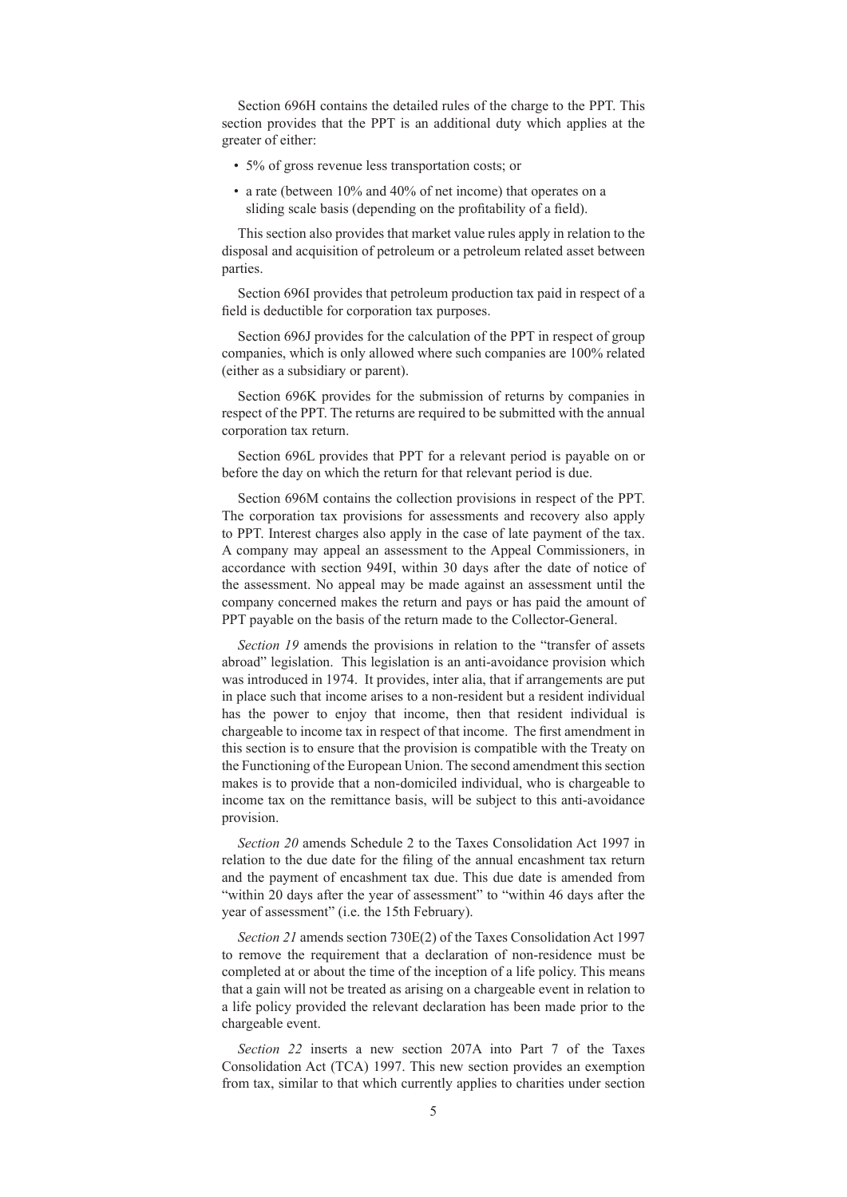Section 696H contains the detailed rules of the charge to the PPT. This section provides that the PPT is an additional duty which applies at the greater of either:

- 5% of gross revenue less transportation costs; or
- a rate (between 10% and 40% of net income) that operates on a sliding scale basis (depending on the profitability of a field).

This section also provides that market value rules apply in relation to the disposal and acquisition of petroleum or a petroleum related asset between parties.

Section 696I provides that petroleum production tax paid in respect of a field is deductible for corporation tax purposes.

Section 696J provides for the calculation of the PPT in respect of group companies, which is only allowed where such companies are 100% related (either as a subsidiary or parent).

Section 696K provides for the submission of returns by companies in respect of the PPT. The returns are required to be submitted with the annual corporation tax return.

Section 696L provides that PPT for a relevant period is payable on or before the day on which the return for that relevant period is due.

Section 696M contains the collection provisions in respect of the PPT. The corporation tax provisions for assessments and recovery also apply to PPT. Interest charges also apply in the case of late payment of the tax. A company may appeal an assessment to the Appeal Commissioners, in accordance with section 949I, within 30 days after the date of notice of the assessment. No appeal may be made against an assessment until the company concerned makes the return and pays or has paid the amount of PPT payable on the basis of the return made to the Collector-General.

*Section 19* amends the provisions in relation to the "transfer of assets abroad" legislation. This legislation is an anti-avoidance provision which was introduced in 1974. It provides, inter alia, that if arrangements are put in place such that income arises to a non-resident but a resident individual has the power to enjoy that income, then that resident individual is chargeable to income tax in respect of that income. The first amendment in this section is to ensure that the provision is compatible with the Treaty on the Functioning of the European Union. The second amendment this section makes is to provide that a non-domiciled individual, who is chargeable to income tax on the remittance basis, will be subject to this anti-avoidance provision.

*Section 20* amends Schedule 2 to the Taxes Consolidation Act 1997 in relation to the due date for the filing of the annual encashment tax return and the payment of encashment tax due. This due date is amended from "within 20 days after the year of assessment" to "within 46 days after the year of assessment" (i.e. the 15th February).

*Section 21* amends section 730E(2) of the Taxes Consolidation Act 1997 to remove the requirement that a declaration of non-residence must be completed at or about the time of the inception of a life policy. This means that a gain will not be treated as arising on a chargeable event in relation to a life policy provided the relevant declaration has been made prior to the chargeable event.

*Section 22* inserts a new section 207A into Part 7 of the Taxes Consolidation Act (TCA) 1997. This new section provides an exemption from tax, similar to that which currently applies to charities under section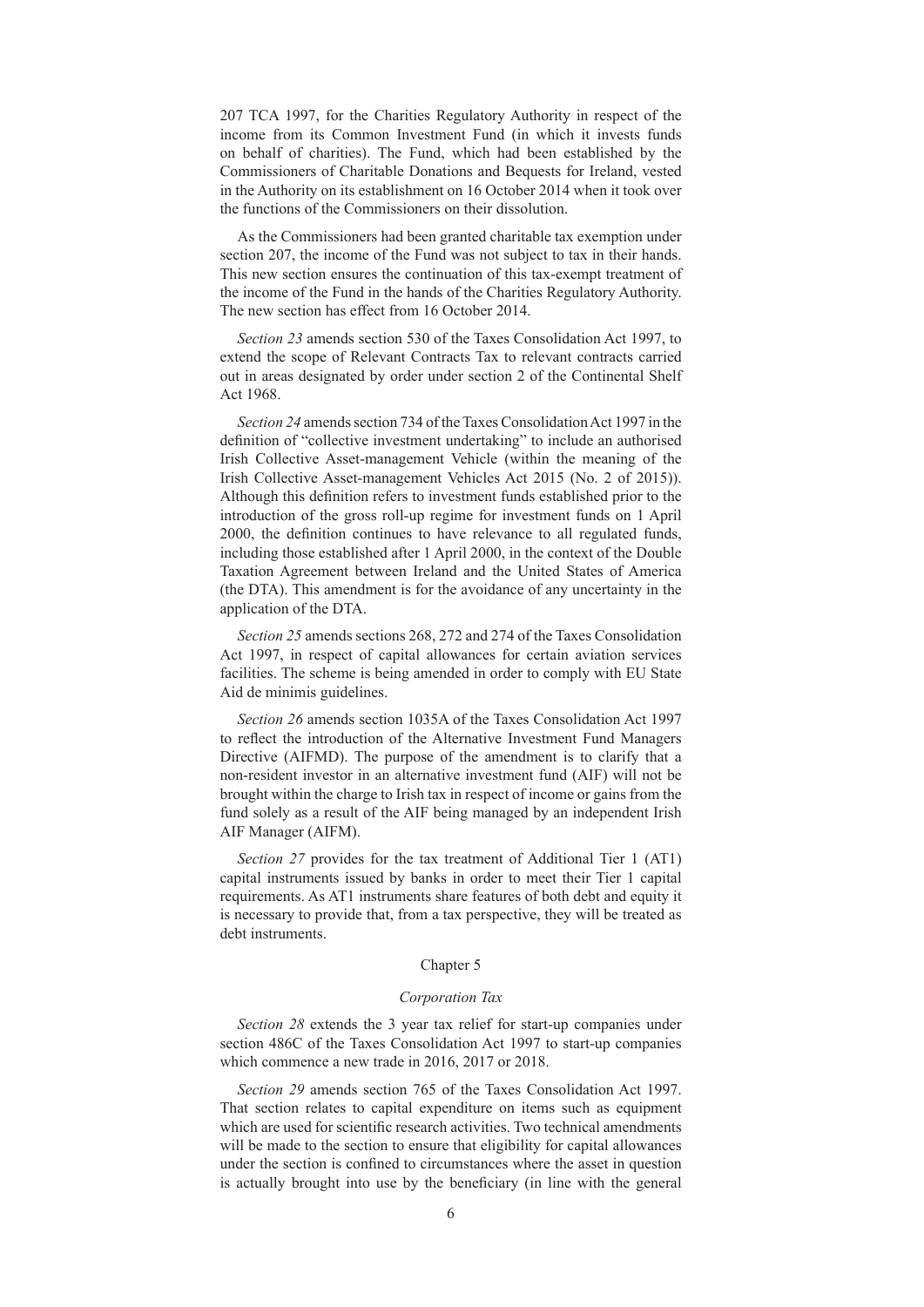207 TCA 1997, for the Charities Regulatory Authority in respect of the income from its Common Investment Fund (in which it invests funds on behalf of charities). The Fund, which had been established by the Commissioners of Charitable Donations and Bequests for Ireland, vested in the Authority on its establishment on 16 October 2014 when it took over the functions of the Commissioners on their dissolution.

As the Commissioners had been granted charitable tax exemption under section 207, the income of the Fund was not subject to tax in their hands. This new section ensures the continuation of this tax-exempt treatment of the income of the Fund in the hands of the Charities Regulatory Authority. The new section has effect from 16 October 2014.

*Section 23* amends section 530 of the Taxes Consolidation Act 1997, to extend the scope of Relevant Contracts Tax to relevant contracts carried out in areas designated by order under section 2 of the Continental Shelf Act 1968.

*Section 24* amends section 734 of the Taxes Consolidation Act 1997 in the definition of "collective investment undertaking" to include an authorised Irish Collective Asset-management Vehicle (within the meaning of the Irish Collective Asset-management Vehicles Act 2015 (No. 2 of 2015)). Although this definition refers to investment funds established prior to the introduction of the gross roll-up regime for investment funds on 1 April 2000, the definition continues to have relevance to all regulated funds, including those established after 1 April 2000, in the context of the Double Taxation Agreement between Ireland and the United States of America (the DTA). This amendment is for the avoidance of any uncertainty in the application of the DTA.

*Section 25* amends sections 268, 272 and 274 of the Taxes Consolidation Act 1997, in respect of capital allowances for certain aviation services facilities. The scheme is being amended in order to comply with EU State Aid de minimis guidelines.

*Section 26* amends section 1035A of the Taxes Consolidation Act 1997 to reflect the introduction of the Alternative Investment Fund Managers Directive (AIFMD). The purpose of the amendment is to clarify that a non-resident investor in an alternative investment fund (AIF) will not be brought within the charge to Irish tax in respect of income or gains from the fund solely as a result of the AIF being managed by an independent Irish AIF Manager (AIFM).

*Section 27* provides for the tax treatment of Additional Tier 1 (AT1) capital instruments issued by banks in order to meet their Tier 1 capital requirements. As AT1 instruments share features of both debt and equity it is necessary to provide that, from a tax perspective, they will be treated as debt instruments.

## Chapter 5

### *Corporation Tax*

*Section 28* extends the 3 year tax relief for start-up companies under section 486C of the Taxes Consolidation Act 1997 to start-up companies which commence a new trade in 2016, 2017 or 2018.

*Section 29* amends section 765 of the Taxes Consolidation Act 1997. That section relates to capital expenditure on items such as equipment which are used for scientific research activities. Two technical amendments will be made to the section to ensure that eligibility for capital allowances under the section is confined to circumstances where the asset in question is actually brought into use by the beneficiary (in line with the general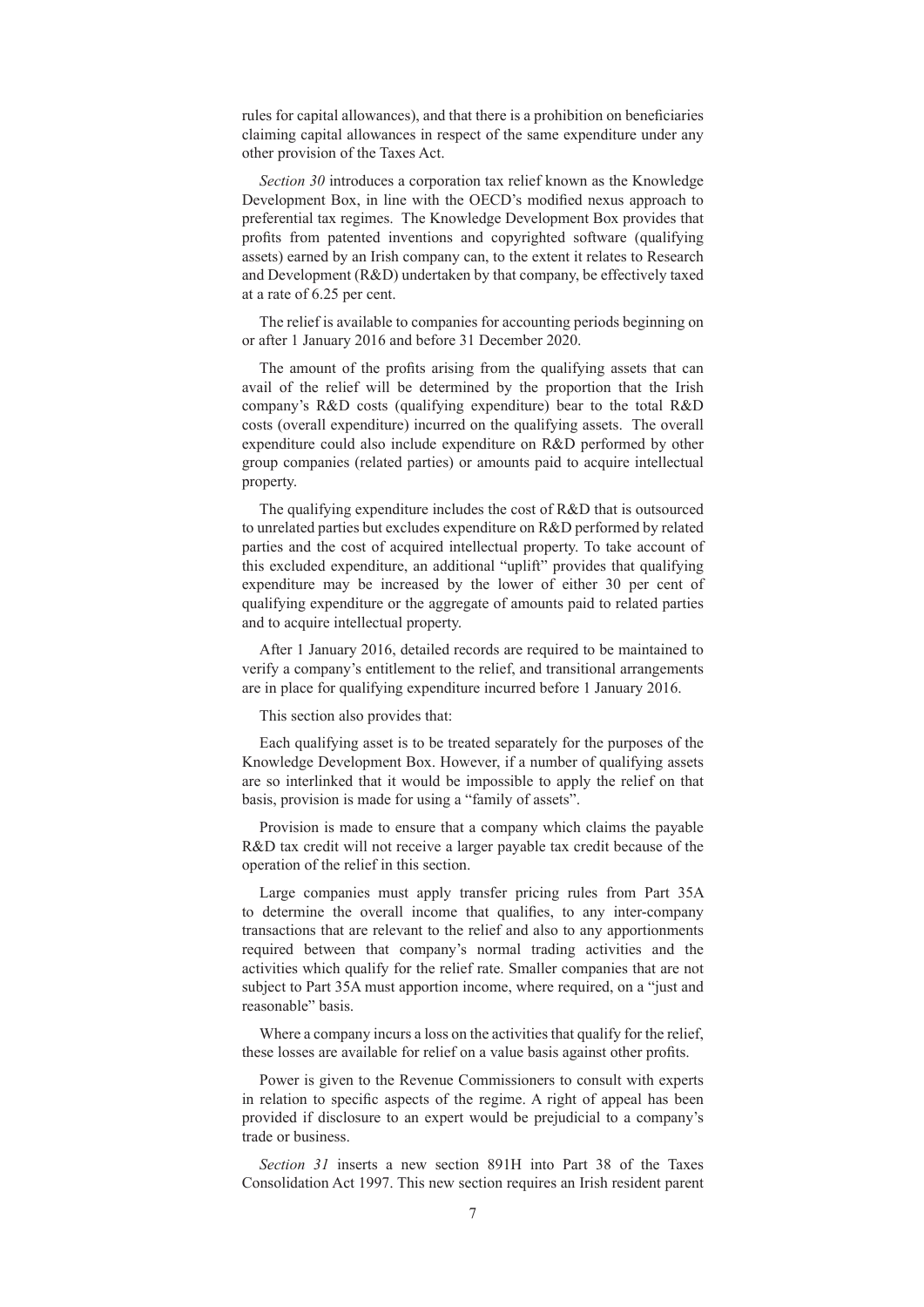rules for capital allowances), and that there is a prohibition on beneficiaries claiming capital allowances in respect of the same expenditure under any other provision of the Taxes Act.

*Section 30* introduces a corporation tax relief known as the Knowledge Development Box, in line with the OECD's modified nexus approach to preferential tax regimes. The Knowledge Development Box provides that profits from patented inventions and copyrighted software (qualifying assets) earned by an Irish company can, to the extent it relates to Research and Development (R&D) undertaken by that company, be effectively taxed at a rate of 6.25 per cent.

The relief is available to companies for accounting periods beginning on or after 1 January 2016 and before 31 December 2020.

The amount of the profits arising from the qualifying assets that can avail of the relief will be determined by the proportion that the Irish company's R&D costs (qualifying expenditure) bear to the total R&D costs (overall expenditure) incurred on the qualifying assets. The overall expenditure could also include expenditure on R&D performed by other group companies (related parties) or amounts paid to acquire intellectual property.

The qualifying expenditure includes the cost of R&D that is outsourced to unrelated parties but excludes expenditure on R&D performed by related parties and the cost of acquired intellectual property. To take account of this excluded expenditure, an additional "uplift" provides that qualifying expenditure may be increased by the lower of either 30 per cent of qualifying expenditure or the aggregate of amounts paid to related parties and to acquire intellectual property.

After 1 January 2016, detailed records are required to be maintained to verify a company's entitlement to the relief, and transitional arrangements are in place for qualifying expenditure incurred before 1 January 2016.

This section also provides that:

Each qualifying asset is to be treated separately for the purposes of the Knowledge Development Box. However, if a number of qualifying assets are so interlinked that it would be impossible to apply the relief on that basis, provision is made for using a "family of assets".

Provision is made to ensure that a company which claims the payable R&D tax credit will not receive a larger payable tax credit because of the operation of the relief in this section.

Large companies must apply transfer pricing rules from Part 35A to determine the overall income that qualifies, to any inter-company transactions that are relevant to the relief and also to any apportionments required between that company's normal trading activities and the activities which qualify for the relief rate. Smaller companies that are not subject to Part 35A must apportion income, where required, on a "just and reasonable" basis.

Where a company incurs a loss on the activities that qualify for the relief, these losses are available for relief on a value basis against other profits.

Power is given to the Revenue Commissioners to consult with experts in relation to specific aspects of the regime. A right of appeal has been provided if disclosure to an expert would be prejudicial to a company's trade or business.

*Section 31* inserts a new section 891H into Part 38 of the Taxes Consolidation Act 1997. This new section requires an Irish resident parent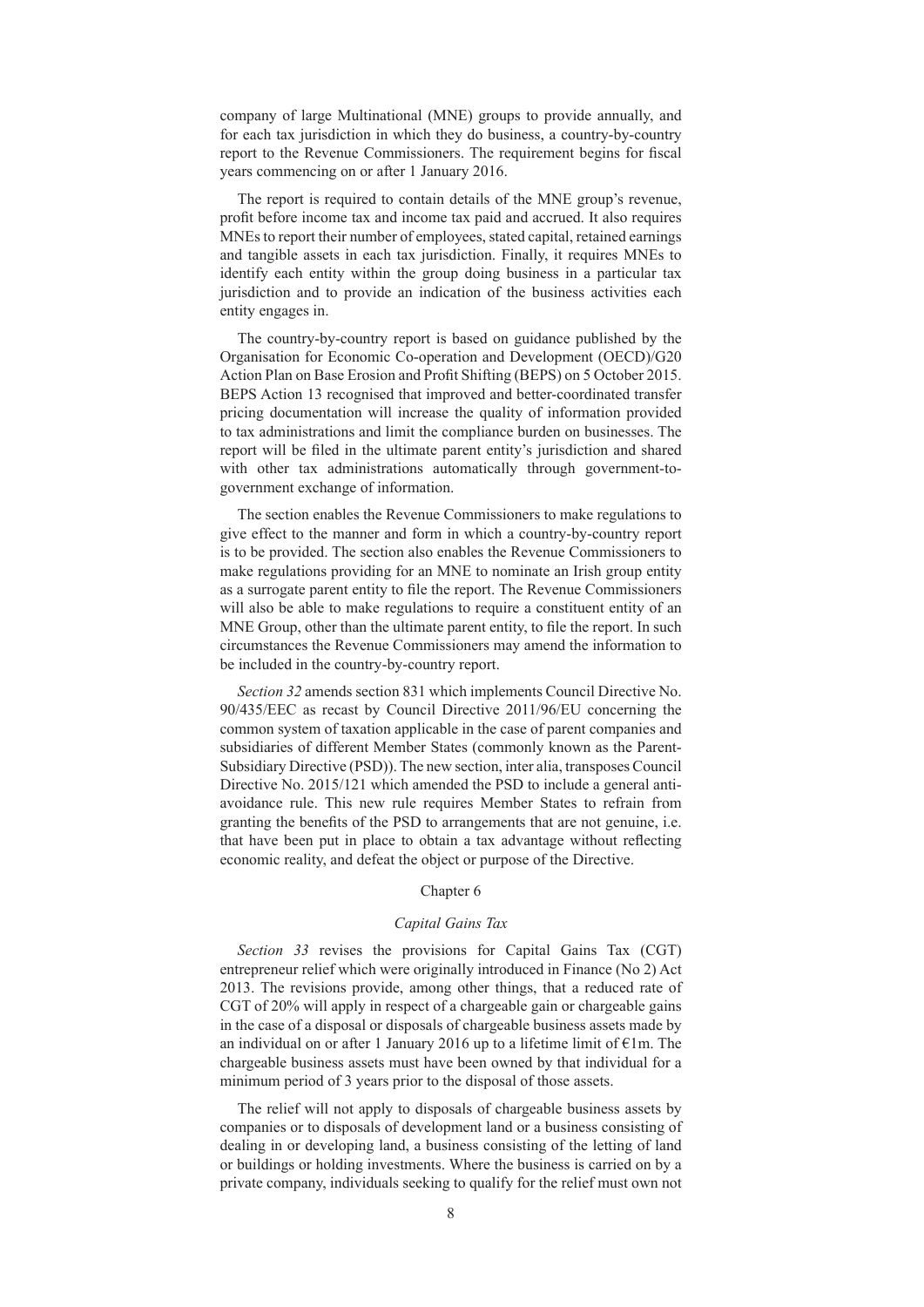company of large Multinational (MNE) groups to provide annually, and for each tax jurisdiction in which they do business, a country-by-country report to the Revenue Commissioners. The requirement begins for fiscal years commencing on or after 1 January 2016.

The report is required to contain details of the MNE group's revenue, profit before income tax and income tax paid and accrued. It also requires MNEs to report their number of employees, stated capital, retained earnings and tangible assets in each tax jurisdiction. Finally, it requires MNEs to identify each entity within the group doing business in a particular tax jurisdiction and to provide an indication of the business activities each entity engages in.

The country-by-country report is based on guidance published by the Organisation for Economic Co-operation and Development (OECD)/G20 Action Plan on Base Erosion and Profit Shifting (BEPS) on 5 October 2015. BEPS Action 13 recognised that improved and better-coordinated transfer pricing documentation will increase the quality of information provided to tax administrations and limit the compliance burden on businesses. The report will be filed in the ultimate parent entity's jurisdiction and shared with other tax administrations automatically through government-to-government exchange of information.

The section enables the Revenue Commissioners to make regulations to give effect to the manner and form in which a country-by-country report is to be provided. The section also enables the Revenue Commissioners to make regulations providing for an MNE to nominate an Irish group entity as a surrogate parent entity to file the report. The Revenue Commissioners will also be able to make regulations to require a constituent entity of an MNE Group, other than the ultimate parent entity, to file the report. In such circumstances the Revenue Commissioners may amend the information to be included in the country-by-country report.

*Section 32* amends section 831 which implements Council Directive No. 90/435/EEC as recast by Council Directive 2011/96/EU concerning the common system of taxation applicable in the case of parent companies and subsidiaries of different Member States (commonly known as the Parent-Subsidiary Directive (PSD)). The new section, inter alia, transposes Council Directive No. 2015/121 which amended the PSD to include a general anti-avoidance rule. This new rule requires Member States to refrain from granting the benefits of the PSD to arrangements that are not genuine, i.e. that have been put in place to obtain a tax advantage without reflecting economic reality, and defeat the object or purpose of the Directive.

## Chapter 6

### *Capital Gains Tax*

*Section 33* revises the provisions for Capital Gains Tax (CGT) entrepreneur relief which were originally introduced in Finance (No 2) Act 2013. The revisions provide, among other things, that a reduced rate of CGT of 20% will apply in respect of a chargeable gain or chargeable gains in the case of a disposal or disposals of chargeable business assets made by an individual on or after 1 January 2016 up to a lifetime limit of €1m. The chargeable business assets must have been owned by that individual for a minimum period of 3 years prior to the disposal of those assets.

The relief will not apply to disposals of chargeable business assets by companies or to disposals of development land or a business consisting of dealing in or developing land, a business consisting of the letting of land or buildings or holding investments. Where the business is carried on by a private company, individuals seeking to qualify for the relief must own not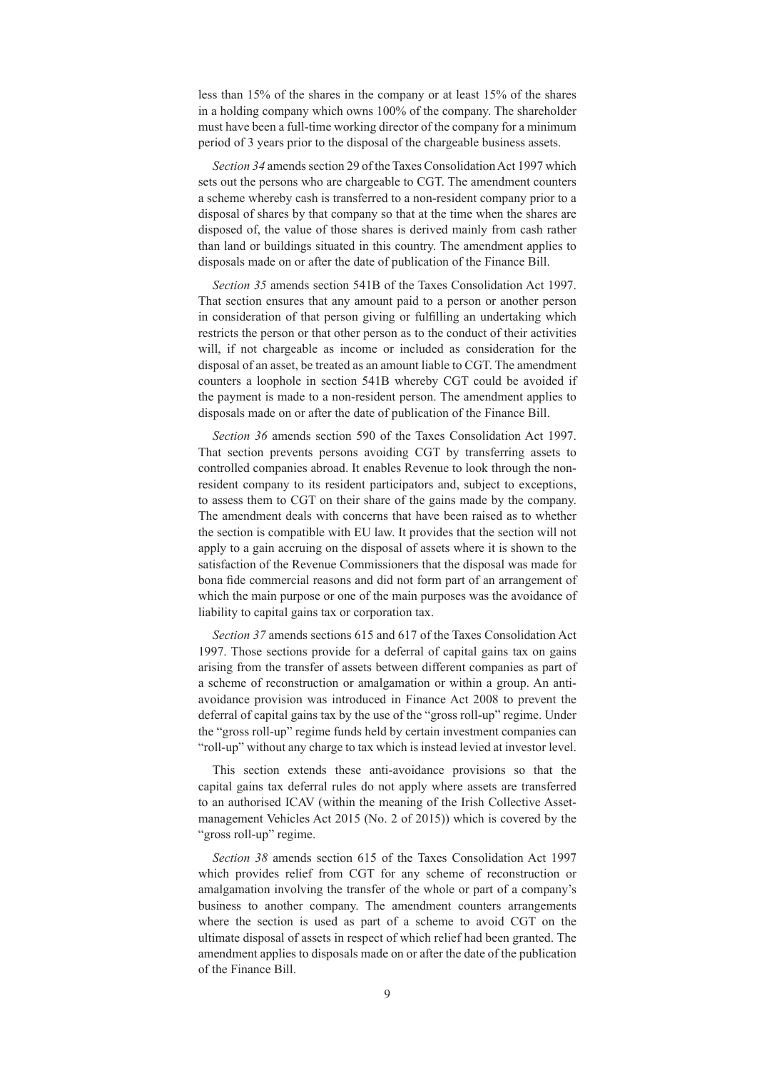less than 15% of the shares in the company or at least 15% of the shares in a holding company which owns 100% of the company. The shareholder must have been a full-time working director of the company for a minimum period of 3 years prior to the disposal of the chargeable business assets.

*Section 34* amends section 29 of the Taxes Consolidation Act 1997 which sets out the persons who are chargeable to CGT. The amendment counters a scheme whereby cash is transferred to a non-resident company prior to a disposal of shares by that company so that at the time when the shares are disposed of, the value of those shares is derived mainly from cash rather than land or buildings situated in this country. The amendment applies to disposals made on or after the date of publication of the Finance Bill.

*Section 35* amends section 541B of the Taxes Consolidation Act 1997. That section ensures that any amount paid to a person or another person in consideration of that person giving or fulfilling an undertaking which restricts the person or that other person as to the conduct of their activities will, if not chargeable as income or included as consideration for the disposal of an asset, be treated as an amount liable to CGT. The amendment counters a loophole in section 541B whereby CGT could be avoided if the payment is made to a non-resident person. The amendment applies to disposals made on or after the date of publication of the Finance Bill.

*Section 36* amends section 590 of the Taxes Consolidation Act 1997. That section prevents persons avoiding CGT by transferring assets to controlled companies abroad. It enables Revenue to look through the non-resident company to its resident participators and, subject to exceptions, to assess them to CGT on their share of the gains made by the company. The amendment deals with concerns that have been raised as to whether the section is compatible with EU law. It provides that the section will not apply to a gain accruing on the disposal of assets where it is shown to the satisfaction of the Revenue Commissioners that the disposal was made for bona fide commercial reasons and did not form part of an arrangement of which the main purpose or one of the main purposes was the avoidance of liability to capital gains tax or corporation tax.

*Section 37* amends sections 615 and 617 of the Taxes Consolidation Act 1997. Those sections provide for a deferral of capital gains tax on gains arising from the transfer of assets between different companies as part of a scheme of reconstruction or amalgamation or within a group. An anti-avoidance provision was introduced in Finance Act 2008 to prevent the deferral of capital gains tax by the use of the "gross roll-up" regime. Under the "gross roll-up" regime funds held by certain investment companies can "roll-up" without any charge to tax which is instead levied at investor level.

This section extends these anti-avoidance provisions so that the capital gains tax deferral rules do not apply where assets are transferred to an authorised ICAV (within the meaning of the Irish Collective Asset-management Vehicles Act 2015 (No. 2 of 2015)) which is covered by the "gross roll-up" regime.

*Section 38* amends section 615 of the Taxes Consolidation Act 1997 which provides relief from CGT for any scheme of reconstruction or amalgamation involving the transfer of the whole or part of a company's business to another company. The amendment counters arrangements where the section is used as part of a scheme to avoid CGT on the ultimate disposal of assets in respect of which relief had been granted. The amendment applies to disposals made on or after the date of the publication of the Finance Bill.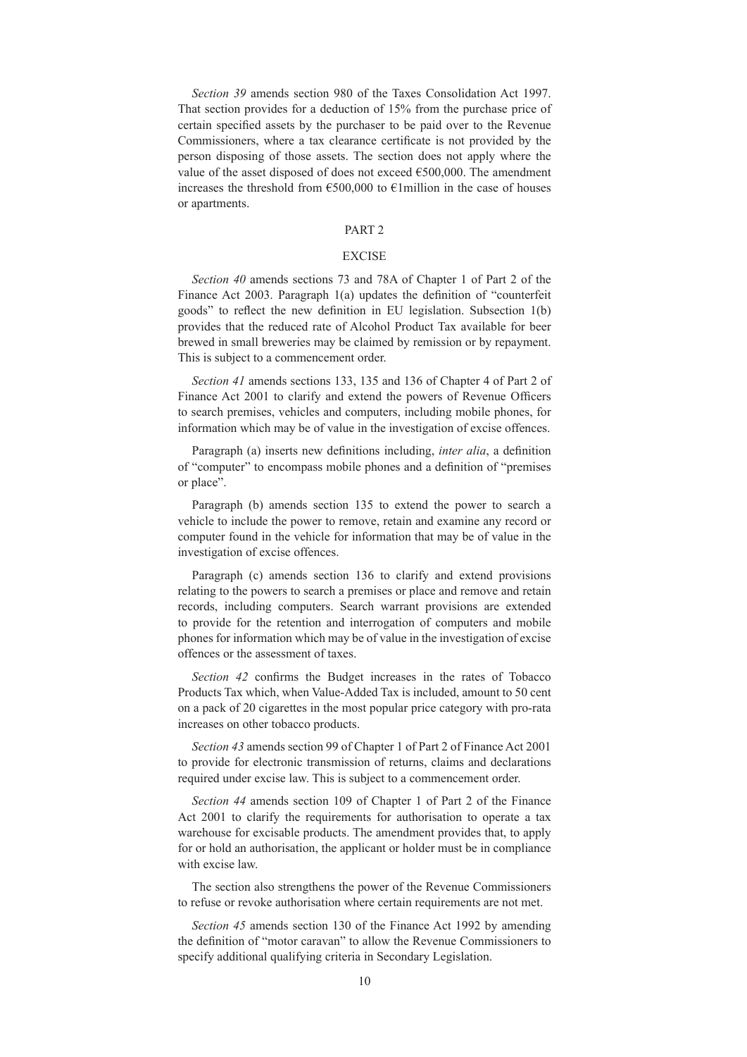*Section 39* amends section 980 of the Taxes Consolidation Act 1997. That section provides for a deduction of 15% from the purchase price of certain specified assets by the purchaser to be paid over to the Revenue Commissioners, where a tax clearance certificate is not provided by the person disposing of those assets. The section does not apply where the value of the asset disposed of does not exceed €500,000. The amendment increases the threshold from €500,000 to €1million in the case of houses or apartments.

## PART 2

## EXCISE

*Section 40* amends sections 73 and 78A of Chapter 1 of Part 2 of the Finance Act 2003. Paragraph 1(a) updates the definition of "counterfeit goods" to reflect the new definition in EU legislation. Subsection 1(b) provides that the reduced rate of Alcohol Product Tax available for beer brewed in small breweries may be claimed by remission or by repayment. This is subject to a commencement order.

*Section 41* amends sections 133, 135 and 136 of Chapter 4 of Part 2 of Finance Act 2001 to clarify and extend the powers of Revenue Officers to search premises, vehicles and computers, including mobile phones, for information which may be of value in the investigation of excise offences.

Paragraph (a) inserts new definitions including, *inter alia*, a definition of "computer" to encompass mobile phones and a definition of "premises or place".

Paragraph (b) amends section 135 to extend the power to search a vehicle to include the power to remove, retain and examine any record or computer found in the vehicle for information that may be of value in the investigation of excise offences.

Paragraph (c) amends section 136 to clarify and extend provisions relating to the powers to search a premises or place and remove and retain records, including computers. Search warrant provisions are extended to provide for the retention and interrogation of computers and mobile phones for information which may be of value in the investigation of excise offences or the assessment of taxes.

*Section 42* confirms the Budget increases in the rates of Tobacco Products Tax which, when Value-Added Tax is included, amount to 50 cent on a pack of 20 cigarettes in the most popular price category with pro-rata increases on other tobacco products.

*Section 43* amends section 99 of Chapter 1 of Part 2 of Finance Act 2001 to provide for electronic transmission of returns, claims and declarations required under excise law. This is subject to a commencement order.

*Section 44* amends section 109 of Chapter 1 of Part 2 of the Finance Act 2001 to clarify the requirements for authorisation to operate a tax warehouse for excisable products. The amendment provides that, to apply for or hold an authorisation, the applicant or holder must be in compliance with excise law.

The section also strengthens the power of the Revenue Commissioners to refuse or revoke authorisation where certain requirements are not met.

*Section 45* amends section 130 of the Finance Act 1992 by amending the definition of "motor caravan" to allow the Revenue Commissioners to specify additional qualifying criteria in Secondary Legislation.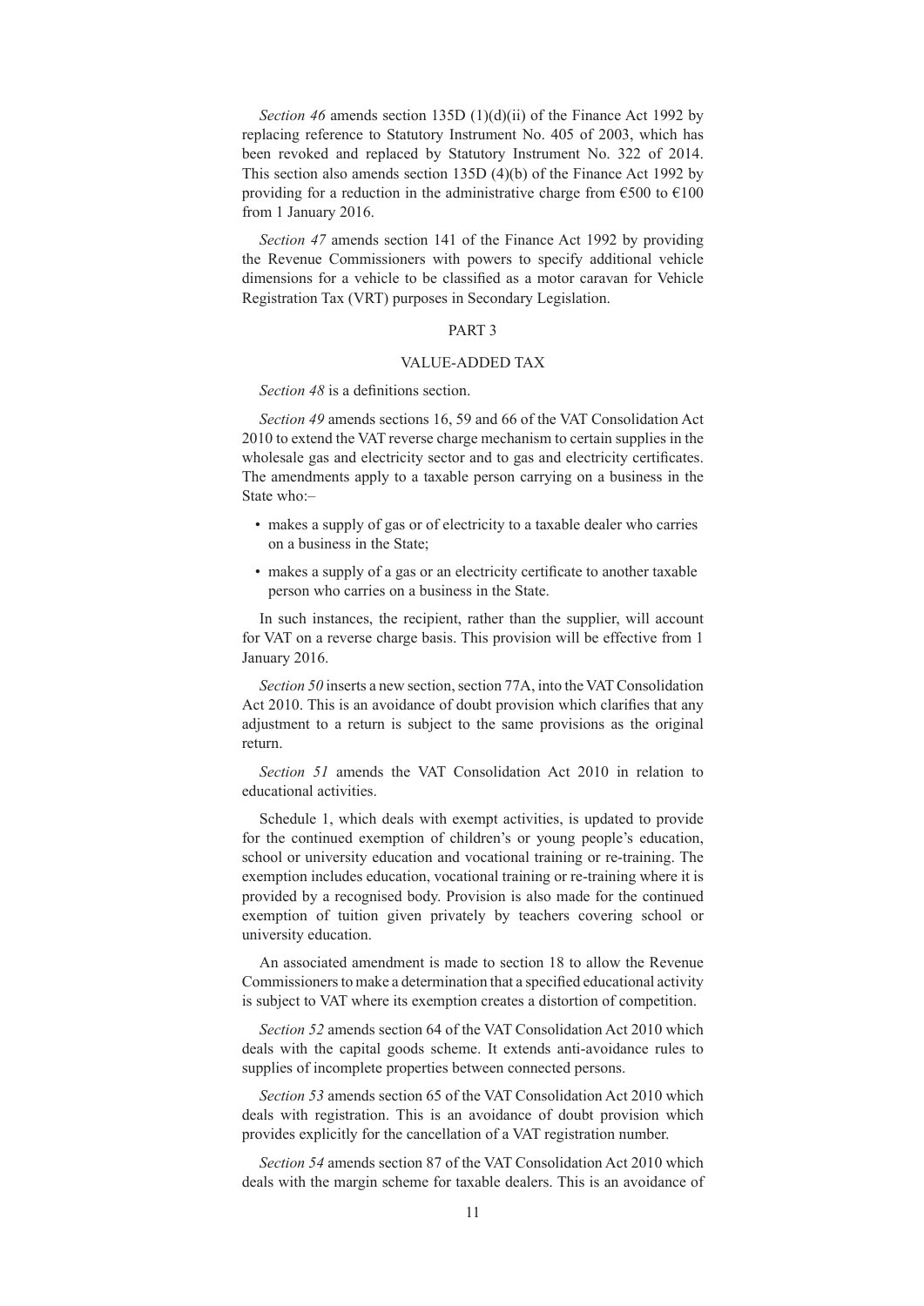*Section 46* amends section 135D (1)(d)(ii) of the Finance Act 1992 by replacing reference to Statutory Instrument No. 405 of 2003, which has been revoked and replaced by Statutory Instrument No. 322 of 2014. This section also amends section 135D (4)(b) of the Finance Act 1992 by providing for a reduction in the administrative charge from €500 to €100 from 1 January 2016.

*Section 47* amends section 141 of the Finance Act 1992 by providing the Revenue Commissioners with powers to specify additional vehicle dimensions for a vehicle to be classified as a motor caravan for Vehicle Registration Tax (VRT) purposes in Secondary Legislation.

## PART 3

## VALUE-ADDED TAX

*Section 48* is a definitions section.

*Section 49* amends sections 16, 59 and 66 of the VAT Consolidation Act 2010 to extend the VAT reverse charge mechanism to certain supplies in the wholesale gas and electricity sector and to gas and electricity certificates. The amendments apply to a taxable person carrying on a business in the State who:–

- makes a supply of gas or of electricity to a taxable dealer who carries on a business in the State;
- makes a supply of a gas or an electricity certificate to another taxable person who carries on a business in the State.

In such instances, the recipient, rather than the supplier, will account for VAT on a reverse charge basis. This provision will be effective from 1 January 2016.

*Section 50* inserts a new section, section 77A, into the VAT Consolidation Act 2010. This is an avoidance of doubt provision which clarifies that any adjustment to a return is subject to the same provisions as the original return.

*Section 51* amends the VAT Consolidation Act 2010 in relation to educational activities.

Schedule 1, which deals with exempt activities, is updated to provide for the continued exemption of children's or young people's education, school or university education and vocational training or re-training. The exemption includes education, vocational training or re-training where it is provided by a recognised body. Provision is also made for the continued exemption of tuition given privately by teachers covering school or university education.

An associated amendment is made to section 18 to allow the Revenue Commissioners to make a determination that a specified educational activity is subject to VAT where its exemption creates a distortion of competition.

*Section 52* amends section 64 of the VAT Consolidation Act 2010 which deals with the capital goods scheme. It extends anti-avoidance rules to supplies of incomplete properties between connected persons.

*Section 53* amends section 65 of the VAT Consolidation Act 2010 which deals with registration. This is an avoidance of doubt provision which provides explicitly for the cancellation of a VAT registration number.

*Section 54* amends section 87 of the VAT Consolidation Act 2010 which deals with the margin scheme for taxable dealers. This is an avoidance of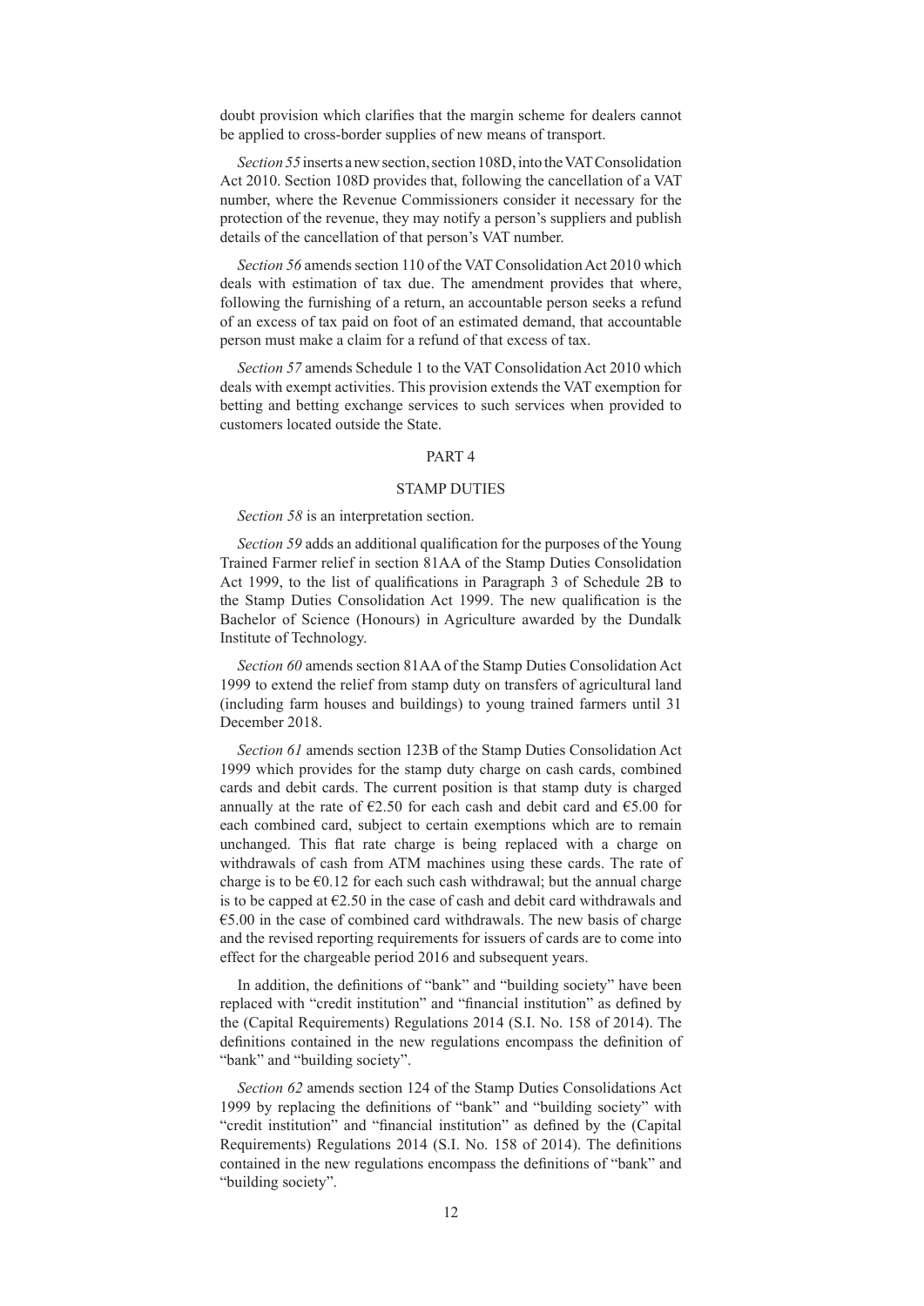doubt provision which clarifies that the margin scheme for dealers cannot be applied to cross-border supplies of new means of transport.

*Section 55* inserts a new section, section 108D, into the VAT Consolidation Act 2010. Section 108D provides that, following the cancellation of a VAT number, where the Revenue Commissioners consider it necessary for the protection of the revenue, they may notify a person's suppliers and publish details of the cancellation of that person's VAT number.

*Section 56* amends section 110 of the VAT Consolidation Act 2010 which deals with estimation of tax due. The amendment provides that where, following the furnishing of a return, an accountable person seeks a refund of an excess of tax paid on foot of an estimated demand, that accountable person must make a claim for a refund of that excess of tax.

*Section 57* amends Schedule 1 to the VAT Consolidation Act 2010 which deals with exempt activities. This provision extends the VAT exemption for betting and betting exchange services to such services when provided to customers located outside the State.

## PART 4

## STAMP DUTIES

*Section 58* is an interpretation section.

*Section 59* adds an additional qualification for the purposes of the Young Trained Farmer relief in section 81AA of the Stamp Duties Consolidation Act 1999, to the list of qualifications in Paragraph 3 of Schedule 2B to the Stamp Duties Consolidation Act 1999. The new qualification is the Bachelor of Science (Honours) in Agriculture awarded by the Dundalk Institute of Technology.

*Section 60* amends section 81AA of the Stamp Duties Consolidation Act 1999 to extend the relief from stamp duty on transfers of agricultural land (including farm houses and buildings) to young trained farmers until 31 December 2018.

*Section 61* amends section 123B of the Stamp Duties Consolidation Act 1999 which provides for the stamp duty charge on cash cards, combined cards and debit cards. The current position is that stamp duty is charged annually at the rate of €2.50 for each cash and debit card and €5.00 for each combined card, subject to certain exemptions which are to remain unchanged. This flat rate charge is being replaced with a charge on withdrawals of cash from ATM machines using these cards. The rate of charge is to be €0.12 for each such cash withdrawal; but the annual charge is to be capped at €2.50 in the case of cash and debit card withdrawals and €5.00 in the case of combined card withdrawals. The new basis of charge and the revised reporting requirements for issuers of cards are to come into effect for the chargeable period 2016 and subsequent years.

In addition, the definitions of "bank" and "building society" have been replaced with "credit institution" and "financial institution" as defined by the (Capital Requirements) Regulations 2014 (S.I. No. 158 of 2014). The definitions contained in the new regulations encompass the definition of "bank" and "building society".

*Section 62* amends section 124 of the Stamp Duties Consolidations Act 1999 by replacing the definitions of "bank" and "building society" with "credit institution" and "financial institution" as defined by the (Capital Requirements) Regulations 2014 (S.I. No. 158 of 2014). The definitions contained in the new regulations encompass the definitions of "bank" and "building society".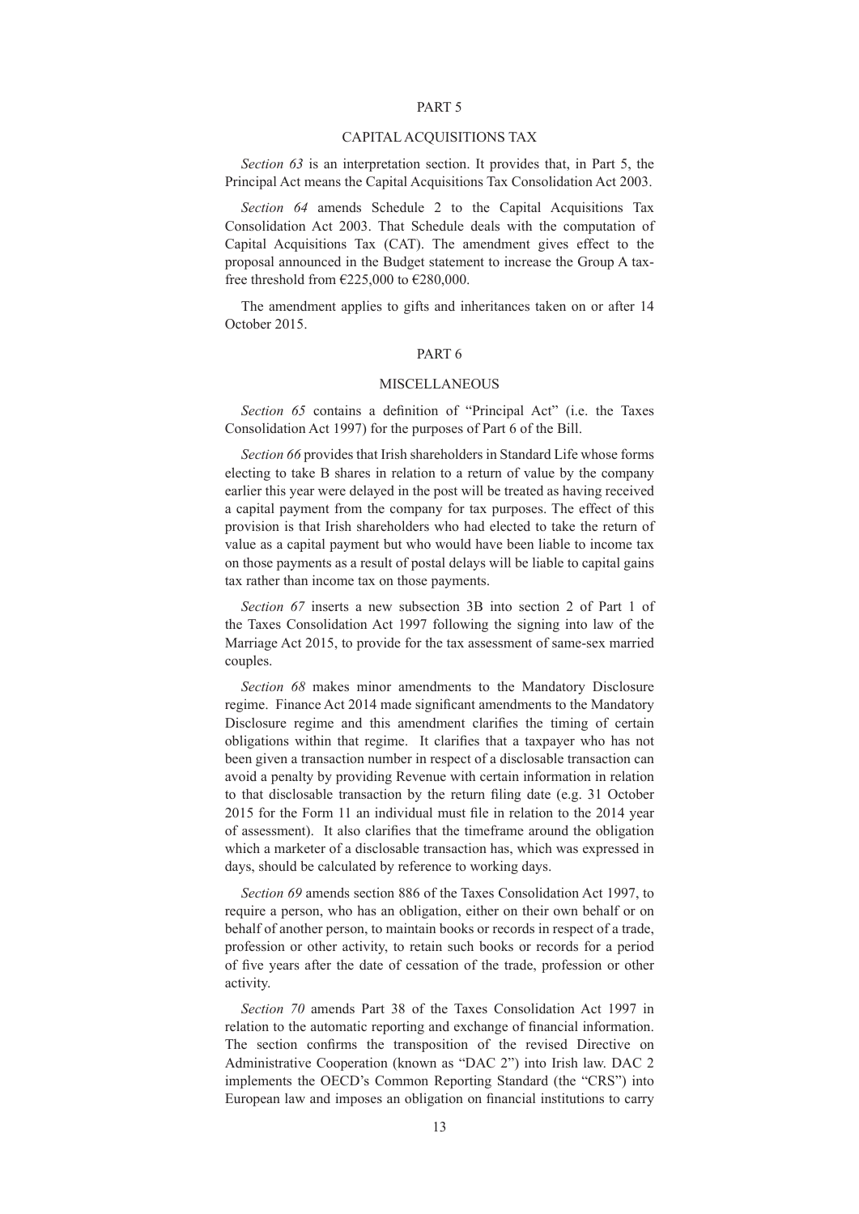## PART 5

### CAPITAL ACQUISITIONS TAX

*Section 63* is an interpretation section. It provides that, in Part 5, the Principal Act means the Capital Acquisitions Tax Consolidation Act 2003.

*Section 64* amends Schedule 2 to the Capital Acquisitions Tax Consolidation Act 2003. That Schedule deals with the computation of Capital Acquisitions Tax (CAT). The amendment gives effect to the proposal announced in the Budget statement to increase the Group A tax-free threshold from €225,000 to €280,000.

The amendment applies to gifts and inheritances taken on or after 14 October 2015.

## PART 6

### MISCELLANEOUS

*Section 65* contains a definition of "Principal Act" (i.e. the Taxes Consolidation Act 1997) for the purposes of Part 6 of the Bill.

*Section 66* provides that Irish shareholders in Standard Life whose forms electing to take B shares in relation to a return of value by the company earlier this year were delayed in the post will be treated as having received a capital payment from the company for tax purposes. The effect of this provision is that Irish shareholders who had elected to take the return of value as a capital payment but who would have been liable to income tax on those payments as a result of postal delays will be liable to capital gains tax rather than income tax on those payments.

*Section 67* inserts a new subsection 3B into section 2 of Part 1 of the Taxes Consolidation Act 1997 following the signing into law of the Marriage Act 2015, to provide for the tax assessment of same-sex married couples.

*Section 68* makes minor amendments to the Mandatory Disclosure regime. Finance Act 2014 made significant amendments to the Mandatory Disclosure regime and this amendment clarifies the timing of certain obligations within that regime. It clarifies that a taxpayer who has not been given a transaction number in respect of a disclosable transaction can avoid a penalty by providing Revenue with certain information in relation to that disclosable transaction by the return filing date (e.g. 31 October 2015 for the Form 11 an individual must file in relation to the 2014 year of assessment). It also clarifies that the timeframe around the obligation which a marketer of a disclosable transaction has, which was expressed in days, should be calculated by reference to working days.

*Section 69* amends section 886 of the Taxes Consolidation Act 1997, to require a person, who has an obligation, either on their own behalf or on behalf of another person, to maintain books or records in respect of a trade, profession or other activity, to retain such books or records for a period of five years after the date of cessation of the trade, profession or other activity.

*Section 70* amends Part 38 of the Taxes Consolidation Act 1997 in relation to the automatic reporting and exchange of financial information. The section confirms the transposition of the revised Directive on Administrative Cooperation (known as "DAC 2") into Irish law. DAC 2 implements the OECD's Common Reporting Standard (the "CRS") into European law and imposes an obligation on financial institutions to carry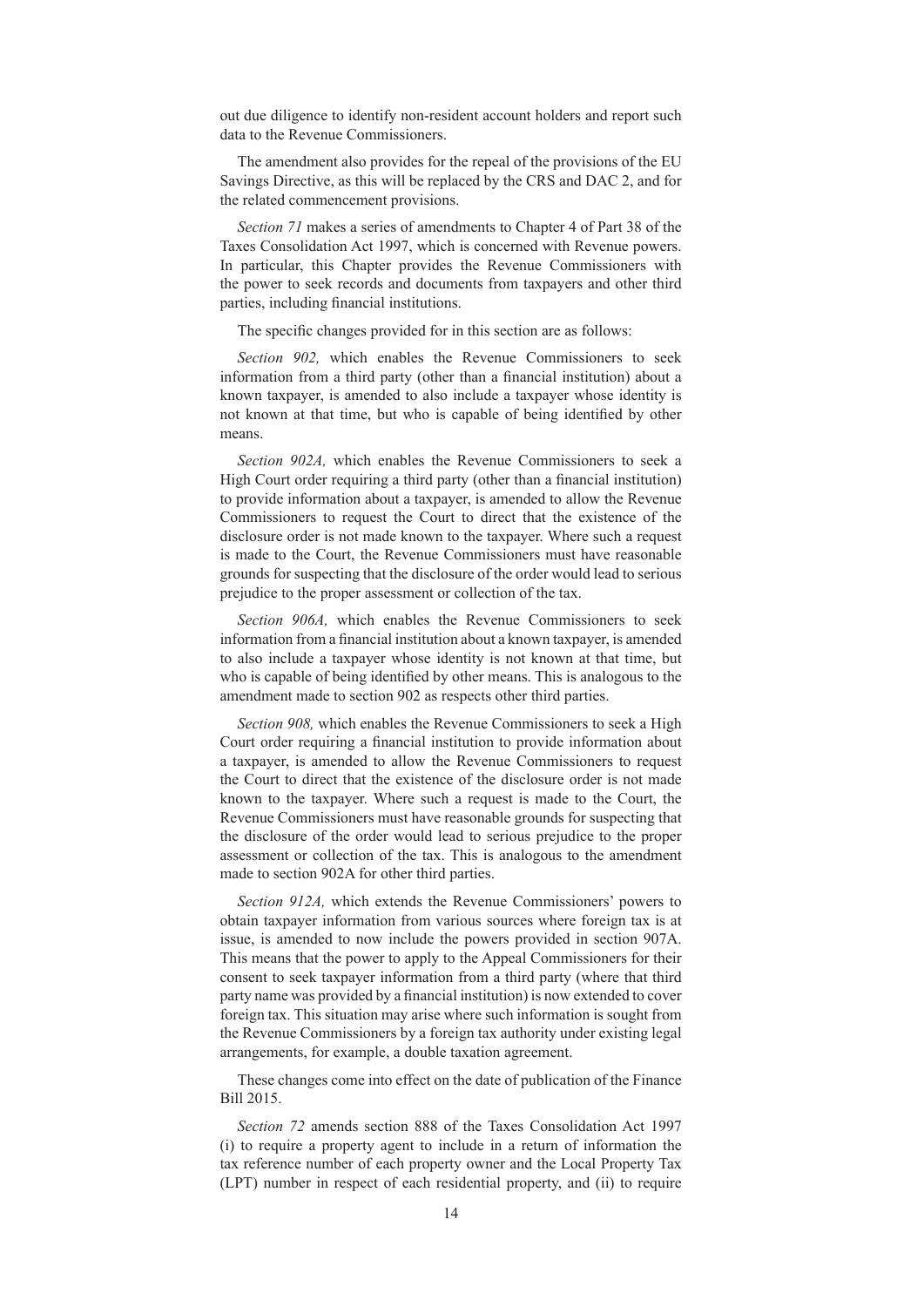out due diligence to identify non-resident account holders and report such data to the Revenue Commissioners.

The amendment also provides for the repeal of the provisions of the EU Savings Directive, as this will be replaced by the CRS and DAC 2, and for the related commencement provisions.

*Section 71* makes a series of amendments to Chapter 4 of Part 38 of the Taxes Consolidation Act 1997, which is concerned with Revenue powers. In particular, this Chapter provides the Revenue Commissioners with the power to seek records and documents from taxpayers and other third parties, including financial institutions.

The specific changes provided for in this section are as follows:

*Section 902,* which enables the Revenue Commissioners to seek information from a third party (other than a financial institution) about a known taxpayer, is amended to also include a taxpayer whose identity is not known at that time, but who is capable of being identified by other means.

*Section 902A,* which enables the Revenue Commissioners to seek a High Court order requiring a third party (other than a financial institution) to provide information about a taxpayer, is amended to allow the Revenue Commissioners to request the Court to direct that the existence of the disclosure order is not made known to the taxpayer. Where such a request is made to the Court, the Revenue Commissioners must have reasonable grounds for suspecting that the disclosure of the order would lead to serious prejudice to the proper assessment or collection of the tax.

*Section 906A,* which enables the Revenue Commissioners to seek information from a financial institution about a known taxpayer, is amended to also include a taxpayer whose identity is not known at that time, but who is capable of being identified by other means. This is analogous to the amendment made to section 902 as respects other third parties.

*Section 908,* which enables the Revenue Commissioners to seek a High Court order requiring a financial institution to provide information about a taxpayer, is amended to allow the Revenue Commissioners to request the Court to direct that the existence of the disclosure order is not made known to the taxpayer. Where such a request is made to the Court, the Revenue Commissioners must have reasonable grounds for suspecting that the disclosure of the order would lead to serious prejudice to the proper assessment or collection of the tax. This is analogous to the amendment made to section 902A for other third parties.

*Section 912A,* which extends the Revenue Commissioners' powers to obtain taxpayer information from various sources where foreign tax is at issue, is amended to now include the powers provided in section 907A. This means that the power to apply to the Appeal Commissioners for their consent to seek taxpayer information from a third party (where that third party name was provided by a financial institution) is now extended to cover foreign tax. This situation may arise where such information is sought from the Revenue Commissioners by a foreign tax authority under existing legal arrangements, for example, a double taxation agreement.

These changes come into effect on the date of publication of the Finance Bill 2015.

*Section 72* amends section 888 of the Taxes Consolidation Act 1997 (i) to require a property agent to include in a return of information the tax reference number of each property owner and the Local Property Tax (LPT) number in respect of each residential property, and (ii) to require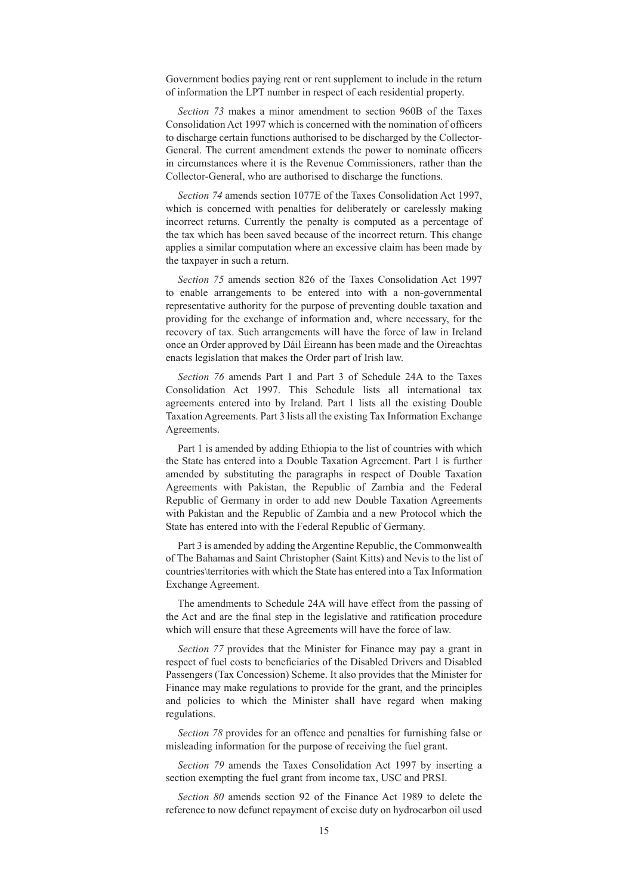Government bodies paying rent or rent supplement to include in the return of information the LPT number in respect of each residential property.

*Section 73* makes a minor amendment to section 960B of the Taxes Consolidation Act 1997 which is concerned with the nomination of officers to discharge certain functions authorised to be discharged by the Collector-General. The current amendment extends the power to nominate officers in circumstances where it is the Revenue Commissioners, rather than the Collector-General, who are authorised to discharge the functions.

*Section 74* amends section 1077E of the Taxes Consolidation Act 1997, which is concerned with penalties for deliberately or carelessly making incorrect returns. Currently the penalty is computed as a percentage of the tax which has been saved because of the incorrect return. This change applies a similar computation where an excessive claim has been made by the taxpayer in such a return.

*Section 75* amends section 826 of the Taxes Consolidation Act 1997 to enable arrangements to be entered into with a non-governmental representative authority for the purpose of preventing double taxation and providing for the exchange of information and, where necessary, for the recovery of tax. Such arrangements will have the force of law in Ireland once an Order approved by Dáil Éireann has been made and the Oireachtas enacts legislation that makes the Order part of Irish law.

*Section 76* amends Part 1 and Part 3 of Schedule 24A to the Taxes Consolidation Act 1997. This Schedule lists all international tax agreements entered into by Ireland. Part 1 lists all the existing Double Taxation Agreements. Part 3 lists all the existing Tax Information Exchange Agreements.

Part 1 is amended by adding Ethiopia to the list of countries with which the State has entered into a Double Taxation Agreement. Part 1 is further amended by substituting the paragraphs in respect of Double Taxation Agreements with Pakistan, the Republic of Zambia and the Federal Republic of Germany in order to add new Double Taxation Agreements with Pakistan and the Republic of Zambia and a new Protocol which the State has entered into with the Federal Republic of Germany.

Part 3 is amended by adding the Argentine Republic, the Commonwealth of The Bahamas and Saint Christopher (Saint Kitts) and Nevis to the list of countries\territories with which the State has entered into a Tax Information Exchange Agreement.

The amendments to Schedule 24A will have effect from the passing of the Act and are the final step in the legislative and ratification procedure which will ensure that these Agreements will have the force of law.

*Section 77* provides that the Minister for Finance may pay a grant in respect of fuel costs to beneficiaries of the Disabled Drivers and Disabled Passengers (Tax Concession) Scheme. It also provides that the Minister for Finance may make regulations to provide for the grant, and the principles and policies to which the Minister shall have regard when making regulations.

*Section 78* provides for an offence and penalties for furnishing false or misleading information for the purpose of receiving the fuel grant.

*Section 79* amends the Taxes Consolidation Act 1997 by inserting a section exempting the fuel grant from income tax, USC and PRSI.

*Section 80* amends section 92 of the Finance Act 1989 to delete the reference to now defunct repayment of excise duty on hydrocarbon oil used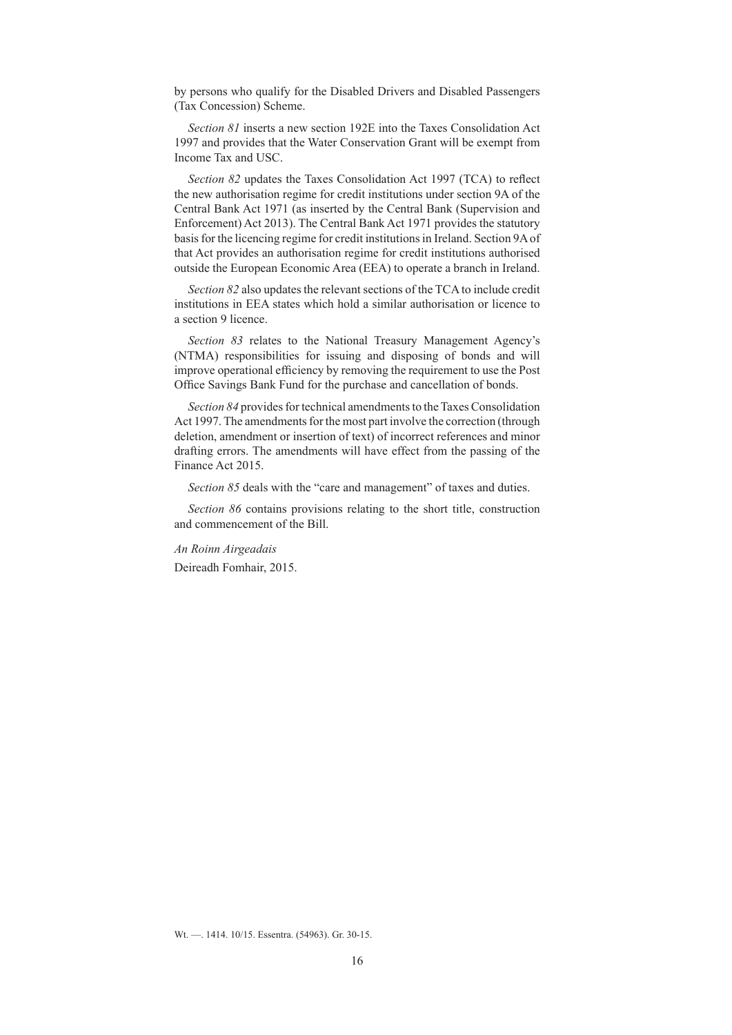by persons who qualify for the Disabled Drivers and Disabled Passengers (Tax Concession) Scheme.

*Section 81* inserts a new section 192E into the Taxes Consolidation Act 1997 and provides that the Water Conservation Grant will be exempt from Income Tax and USC.

*Section 82* updates the Taxes Consolidation Act 1997 (TCA) to reflect the new authorisation regime for credit institutions under section 9A of the Central Bank Act 1971 (as inserted by the Central Bank (Supervision and Enforcement) Act 2013). The Central Bank Act 1971 provides the statutory basis for the licencing regime for credit institutions in Ireland. Section 9A of that Act provides an authorisation regime for credit institutions authorised outside the European Economic Area (EEA) to operate a branch in Ireland.

*Section 82* also updates the relevant sections of the TCA to include credit institutions in EEA states which hold a similar authorisation or licence to a section 9 licence.

*Section 83* relates to the National Treasury Management Agency's (NTMA) responsibilities for issuing and disposing of bonds and will improve operational efficiency by removing the requirement to use the Post Office Savings Bank Fund for the purchase and cancellation of bonds.

*Section 84* provides for technical amendments to the Taxes Consolidation Act 1997. The amendments for the most part involve the correction (through deletion, amendment or insertion of text) of incorrect references and minor drafting errors. The amendments will have effect from the passing of the Finance Act 2015.

*Section 85* deals with the "care and management" of taxes and duties.

*Section 86* contains provisions relating to the short title, construction and commencement of the Bill.

*An Roinn Airgeadais*

Deireadh Fomhair, 2015.

Wt. —. 1414. 10/15. Essentra. (54963). Gr. 30-15.